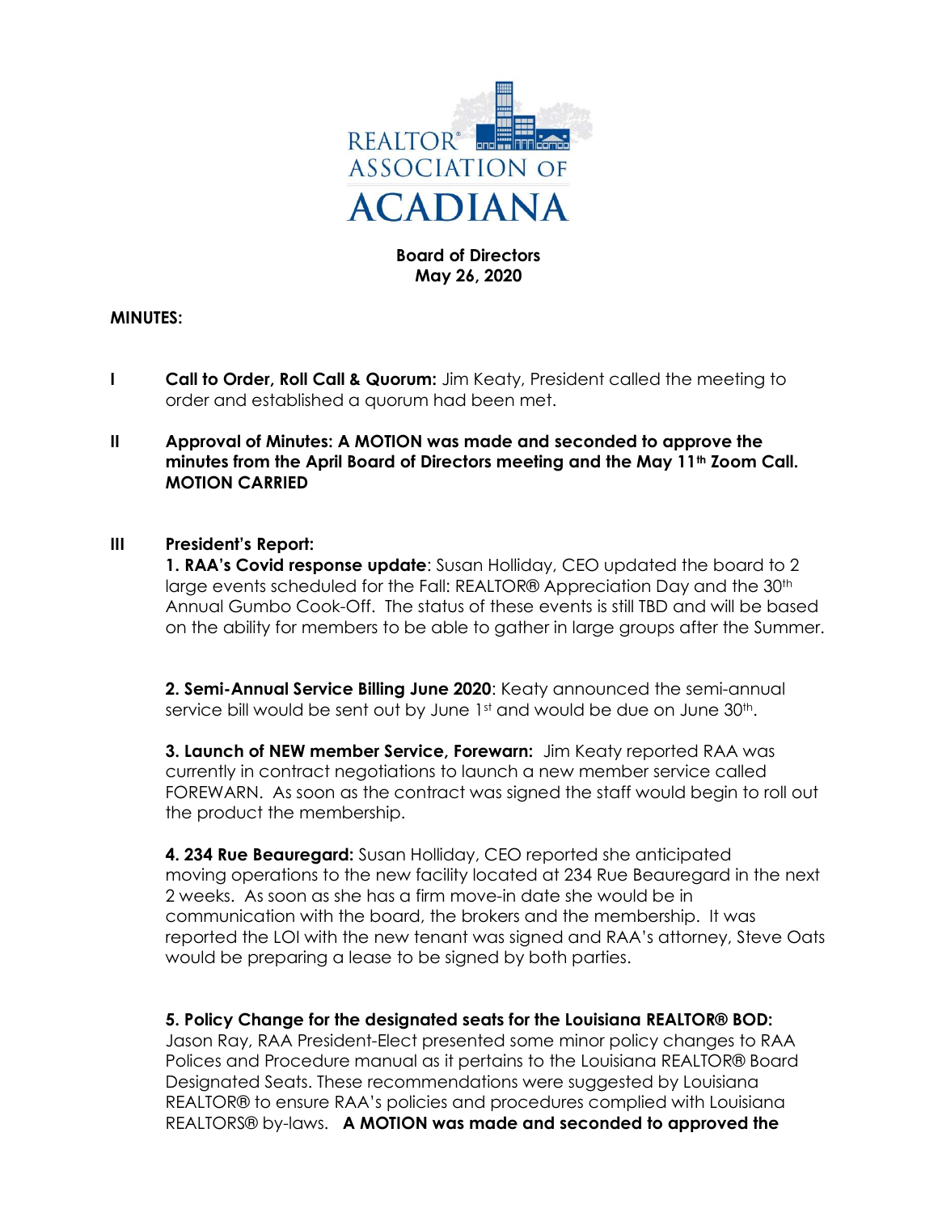REALTOR® ASSOCIATION OF ACADIANA

**Board of Directors**
**May 26, 2020**

**MINUTES:**

**I** **Call to Order, Roll Call & Quorum:** Jim Keaty, President called the meeting to order and established a quorum had been met.

**II** **Approval of Minutes: A MOTION was made and seconded to approve the minutes from the April Board of Directors meeting and the May 11th Zoom Call. MOTION CARRIED**

**III** **President's Report:**

**1. RAA's Covid response update**: Susan Holliday, CEO updated the board to 2 large events scheduled for the Fall: REALTOR® Appreciation Day and the 30th Annual Gumbo Cook-Off. The status of these events is still TBD and will be based on the ability for members to be able to gather in large groups after the Summer.

**2. Semi-Annual Service Billing June 2020**: Keaty announced the semi-annual service bill would be sent out by June 1st and would be due on June 30th.

**3. Launch of NEW member Service, Forewarn:** Jim Keaty reported RAA was currently in contract negotiations to launch a new member service called FOREWARN. As soon as the contract was signed the staff would begin to roll out the product the membership.

**4. 234 Rue Beauregard:** Susan Holliday, CEO reported she anticipated moving operations to the new facility located at 234 Rue Beauregard in the next 2 weeks. As soon as she has a firm move-in date she would be in communication with the board, the brokers and the membership. It was reported the LOI with the new tenant was signed and RAA's attorney, Steve Oats would be preparing a lease to be signed by both parties.

**5. Policy Change for the designated seats for the Louisiana REALTOR® BOD:** Jason Ray, RAA President-Elect presented some minor policy changes to RAA Polices and Procedure manual as it pertains to the Louisiana REALTOR® Board Designated Seats. These recommendations were suggested by Louisiana REALTOR® to ensure RAA's policies and procedures complied with Louisiana REALTORS® by-laws. **A MOTION was made and seconded to approved the**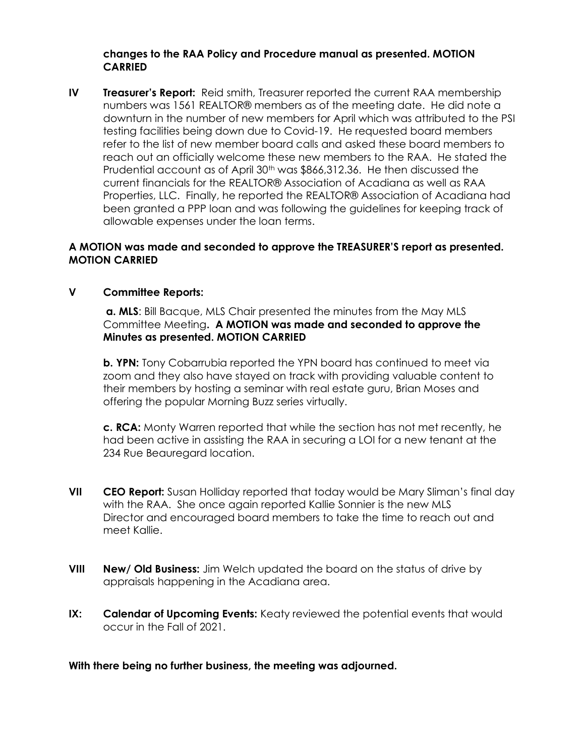**changes to the RAA Policy and Procedure manual as presented. MOTION CARRIED**

**IV Treasurer's Report:** Reid smith, Treasurer reported the current RAA membership numbers was 1561 REALTOR® members as of the meeting date. He did note a downturn in the number of new members for April which was attributed to the PSI testing facilities being down due to Covid-19. He requested board members refer to the list of new member board calls and asked these board members to reach out an officially welcome these new members to the RAA. He stated the Prudential account as of April 30th was $866,312.36. He then discussed the current financials for the REALTOR® Association of Acadiana as well as RAA Properties, LLC. Finally, he reported the REALTOR® Association of Acadiana had been granted a PPP loan and was following the guidelines for keeping track of allowable expenses under the loan terms.

**A MOTION was made and seconded to approve the TREASURER'S report as presented. MOTION CARRIED**

**V Committee Reports:**

**a. MLS**: Bill Bacque, MLS Chair presented the minutes from the May MLS Committee Meeting**. A MOTION was made and seconded to approve the Minutes as presented. MOTION CARRIED**

**b. YPN:** Tony Cobarrubia reported the YPN board has continued to meet via zoom and they also have stayed on track with providing valuable content to their members by hosting a seminar with real estate guru, Brian Moses and offering the popular Morning Buzz series virtually.

**c. RCA:** Monty Warren reported that while the section has not met recently, he had been active in assisting the RAA in securing a LOI for a new tenant at the 234 Rue Beauregard location.

**VII CEO Report:** Susan Holliday reported that today would be Mary Sliman's final day with the RAA. She once again reported Kallie Sonnier is the new MLS Director and encouraged board members to take the time to reach out and meet Kallie.

**VIII New/ Old Business:** Jim Welch updated the board on the status of drive by appraisals happening in the Acadiana area.

**IX: Calendar of Upcoming Events:** Keaty reviewed the potential events that would occur in the Fall of 2021.

**With there being no further business, the meeting was adjourned.**